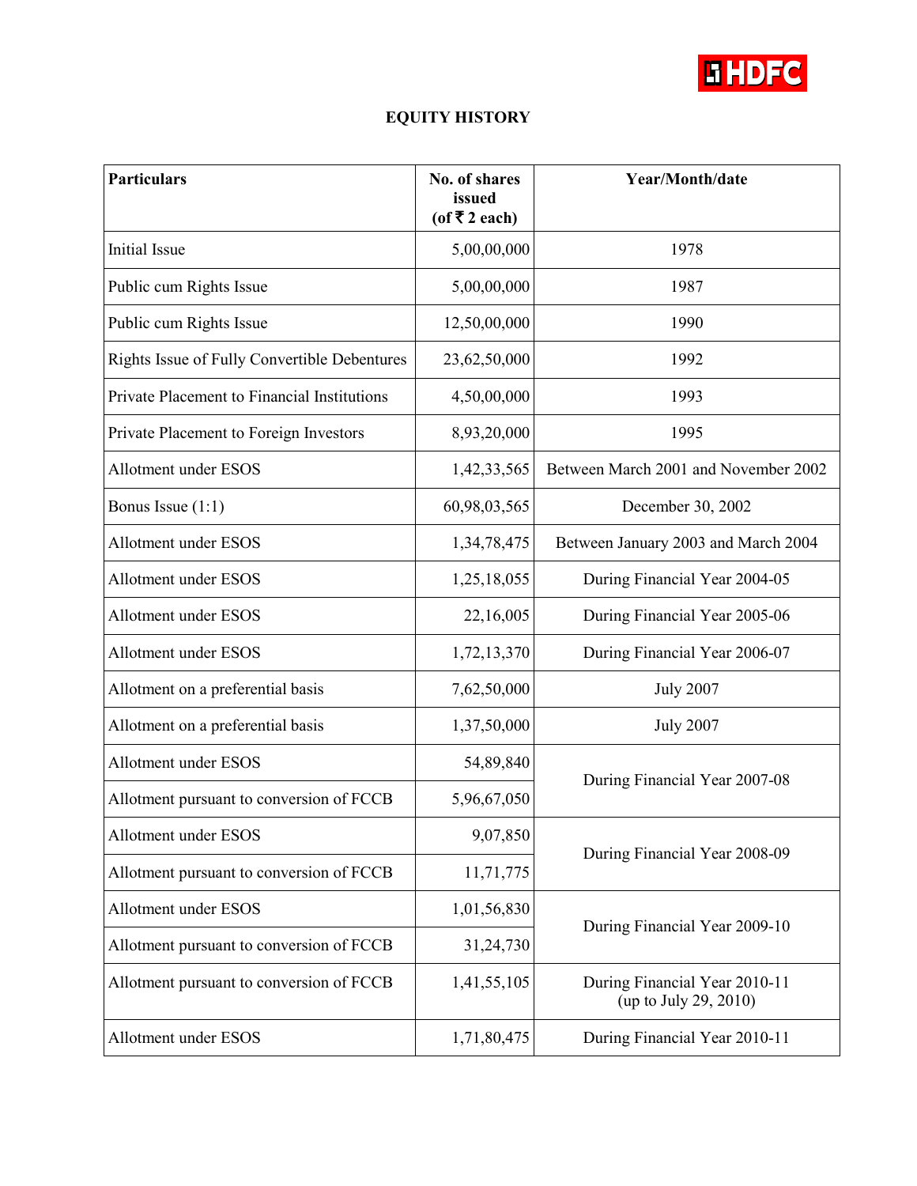# EQUITY HISTORY

| Particulars | No. of shares issued (of ₹ 2 each) | Year/Month/date |
|---|---|---|
| Initial Issue | 5,00,00,000 | 1978 |
| Public cum Rights Issue | 5,00,00,000 | 1987 |
| Public cum Rights Issue | 12,50,00,000 | 1990 |
| Rights Issue of Fully Convertible Debentures | 23,62,50,000 | 1992 |
| Private Placement to Financial Institutions | 4,50,00,000 | 1993 |
| Private Placement to Foreign Investors | 8,93,20,000 | 1995 |
| Allotment under ESOS | 1,42,33,565 | Between March 2001 and November 2002 |
| Bonus Issue (1:1) | 60,98,03,565 | December 30, 2002 |
| Allotment under ESOS | 1,34,78,475 | Between January 2003 and March 2004 |
| Allotment under ESOS | 1,25,18,055 | During Financial Year 2004-05 |
| Allotment under ESOS | 22,16,005 | During Financial Year 2005-06 |
| Allotment under ESOS | 1,72,13,370 | During Financial Year 2006-07 |
| Allotment on a preferential basis | 7,62,50,000 | July 2007 |
| Allotment on a preferential basis | 1,37,50,000 | July 2007 |
| Allotment under ESOS | 54,89,840 | During Financial Year 2007-08 |
| Allotment pursuant to conversion of FCCB | 5,96,67,050 | |
| Allotment under ESOS | 9,07,850 | During Financial Year 2008-09 |
| Allotment pursuant to conversion of FCCB | 11,71,775 | |
| Allotment under ESOS | 1,01,56,830 | During Financial Year 2009-10 |
| Allotment pursuant to conversion of FCCB | 31,24,730 | |
| Allotment pursuant to conversion of FCCB | 1,41,55,105 | During Financial Year 2010-11 (up to July 29, 2010) |
| Allotment under ESOS | 1,71,80,475 | During Financial Year 2010-11 |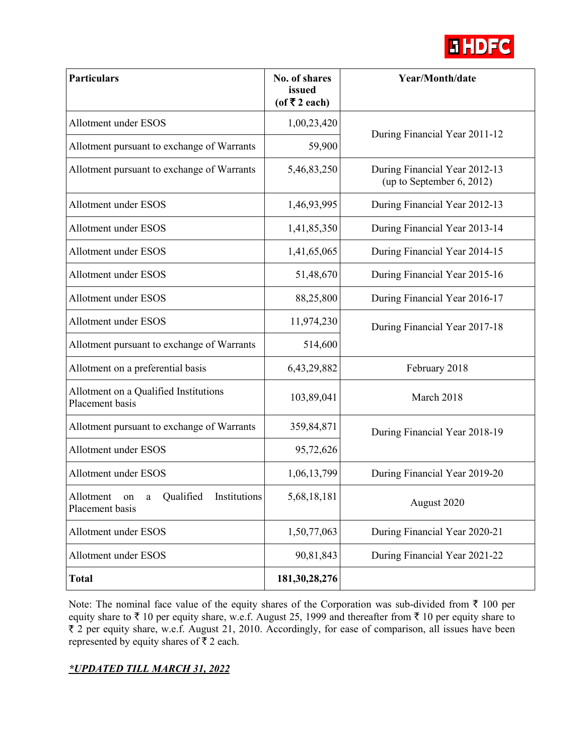| Particulars | No. of shares issued (of ₹ 2 each) | Year/Month/date |
|---|---|---|
| Allotment under ESOS | 1,00,23,420 | During Financial Year 2011-12 |
| Allotment pursuant to exchange of Warrants | 59,900 | |
| Allotment pursuant to exchange of Warrants | 5,46,83,250 | During Financial Year 2012-13 (up to September 6, 2012) |
| Allotment under ESOS | 1,46,93,995 | During Financial Year 2012-13 |
| Allotment under ESOS | 1,41,85,350 | During Financial Year 2013-14 |
| Allotment under ESOS | 1,41,65,065 | During Financial Year 2014-15 |
| Allotment under ESOS | 51,48,670 | During Financial Year 2015-16 |
| Allotment under ESOS | 88,25,800 | During Financial Year 2016-17 |
| Allotment under ESOS | 11,974,230 | During Financial Year 2017-18 |
| Allotment pursuant to exchange of Warrants | 514,600 | |
| Allotment on a preferential basis | 6,43,29,882 | February 2018 |
| Allotment on a Qualified Institutions Placement basis | 103,89,041 | March 2018 |
| Allotment pursuant to exchange of Warrants | 359,84,871 | During Financial Year 2018-19 |
| Allotment under ESOS | 95,72,626 | |
| Allotment under ESOS | 1,06,13,799 | During Financial Year 2019-20 |
| Allotment on a Qualified Institutions Placement basis | 5,68,18,181 | August 2020 |
| Allotment under ESOS | 1,50,77,063 | During Financial Year 2020-21 |
| Allotment under ESOS | 90,81,843 | During Financial Year 2021-22 |
| **Total** | **181,30,28,276** | |

Note: The nominal face value of the equity shares of the Corporation was sub-divided from ₹ 100 per equity share to ₹ 10 per equity share, w.e.f. August 25, 1999 and thereafter from ₹ 10 per equity share to ₹ 2 per equity share, w.e.f. August 21, 2010. Accordingly, for ease of comparison, all issues have been represented by equity shares of ₹ 2 each.

***UPDATED TILL MARCH 31, 2022***